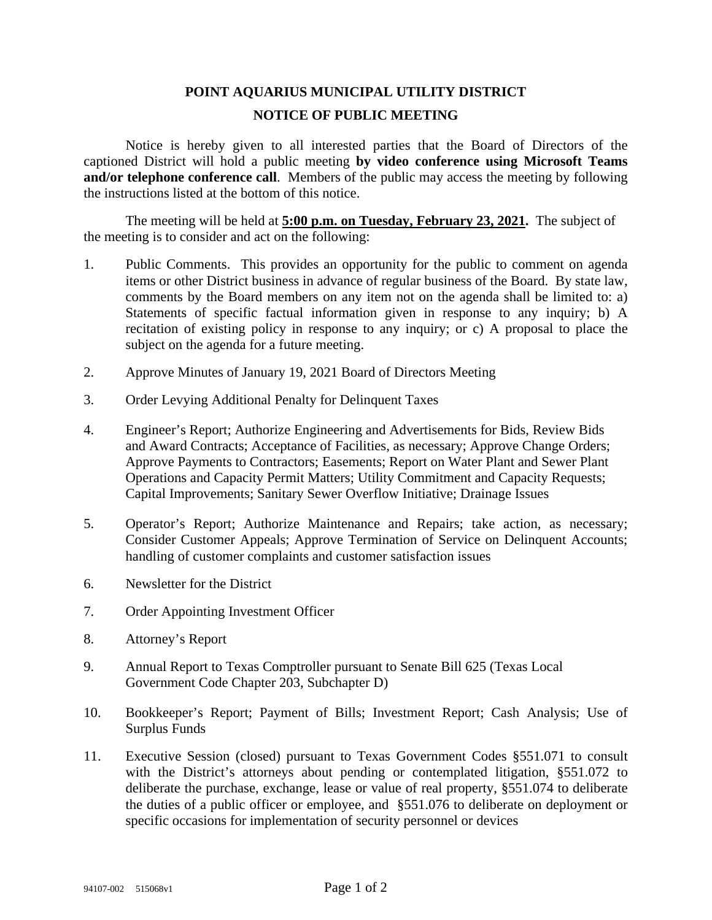# POINT AQUARIUS MUNICIPAL UTILITY DISTRICT

## NOTICE OF PUBLIC MEETING

Notice is hereby given to all interested parties that the Board of Directors of the captioned District will hold a public meeting **by video conference using Microsoft Teams and/or telephone conference call**. Members of the public may access the meeting by following the instructions listed at the bottom of this notice.

The meeting will be held at **<u>5:00 p.m. on Tuesday, February 23, 2021</u>.** The subject of the meeting is to consider and act on the following:

1. Public Comments. This provides an opportunity for the public to comment on agenda items or other District business in advance of regular business of the Board. By state law, comments by the Board members on any item not on the agenda shall be limited to: a) Statements of specific factual information given in response to any inquiry; b) A recitation of existing policy in response to any inquiry; or c) A proposal to place the subject on the agenda for a future meeting.

2. Approve Minutes of January 19, 2021 Board of Directors Meeting

3. Order Levying Additional Penalty for Delinquent Taxes

4. Engineer's Report; Authorize Engineering and Advertisements for Bids, Review Bids and Award Contracts; Acceptance of Facilities, as necessary; Approve Change Orders; Approve Payments to Contractors; Easements; Report on Water Plant and Sewer Plant Operations and Capacity Permit Matters; Utility Commitment and Capacity Requests; Capital Improvements; Sanitary Sewer Overflow Initiative; Drainage Issues

5. Operator's Report; Authorize Maintenance and Repairs; take action, as necessary; Consider Customer Appeals; Approve Termination of Service on Delinquent Accounts; handling of customer complaints and customer satisfaction issues

6. Newsletter for the District

7. Order Appointing Investment Officer

8. Attorney's Report

9. Annual Report to Texas Comptroller pursuant to Senate Bill 625 (Texas Local Government Code Chapter 203, Subchapter D)

10. Bookkeeper's Report; Payment of Bills; Investment Report; Cash Analysis; Use of Surplus Funds

11. Executive Session (closed) pursuant to Texas Government Codes §551.071 to consult with the District's attorneys about pending or contemplated litigation, §551.072 to deliberate the purchase, exchange, lease or value of real property, §551.074 to deliberate the duties of a public officer or employee, and §551.076 to deliberate on deployment or specific occasions for implementation of security personnel or devices

94107-002 515068v1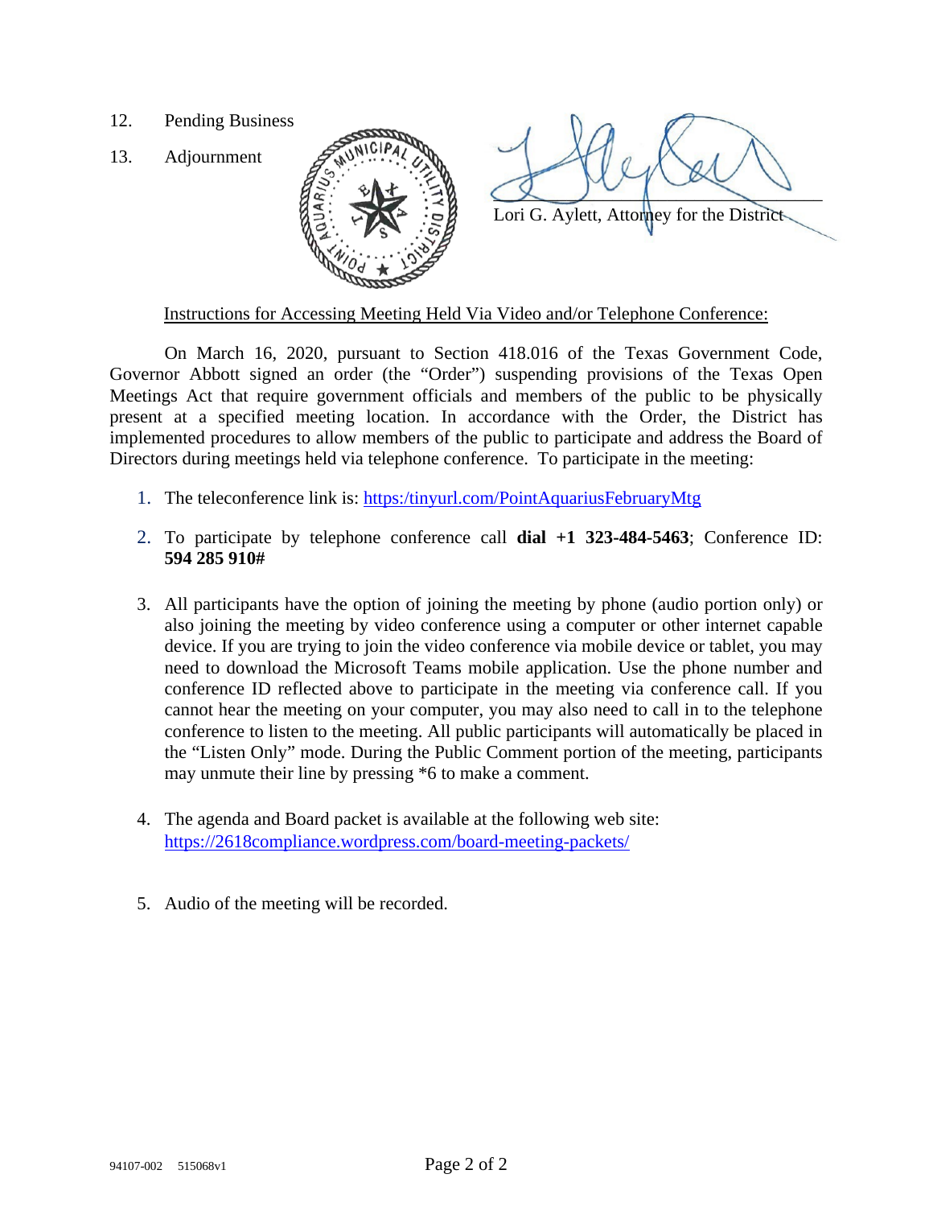12. Pending Business

13. Adjournment

Lori G. Aylett, Attorney for the District

Instructions for Accessing Meeting Held Via Video and/or Telephone Conference:

On March 16, 2020, pursuant to Section 418.016 of the Texas Government Code, Governor Abbott signed an order (the "Order") suspending provisions of the Texas Open Meetings Act that require government officials and members of the public to be physically present at a specified meeting location. In accordance with the Order, the District has implemented procedures to allow members of the public to participate and address the Board of Directors during meetings held via telephone conference. To participate in the meeting:

1. The teleconference link is: https:/tinyurl.com/PointAquariusFebruaryMtg

2. To participate by telephone conference call **dial +1 323-484-5463**; Conference ID: **594 285 910#**

3. All participants have the option of joining the meeting by phone (audio portion only) or also joining the meeting by video conference using a computer or other internet capable device. If you are trying to join the video conference via mobile device or tablet, you may need to download the Microsoft Teams mobile application. Use the phone number and conference ID reflected above to participate in the meeting via conference call. If you cannot hear the meeting on your computer, you may also need to call in to the telephone conference to listen to the meeting. All public participants will automatically be placed in the "Listen Only" mode. During the Public Comment portion of the meeting, participants may unmute their line by pressing *6 to make a comment.

4. The agenda and Board packet is available at the following web site: https://2618compliance.wordpress.com/board-meeting-packets/

5. Audio of the meeting will be recorded.

94107-002 515068v1